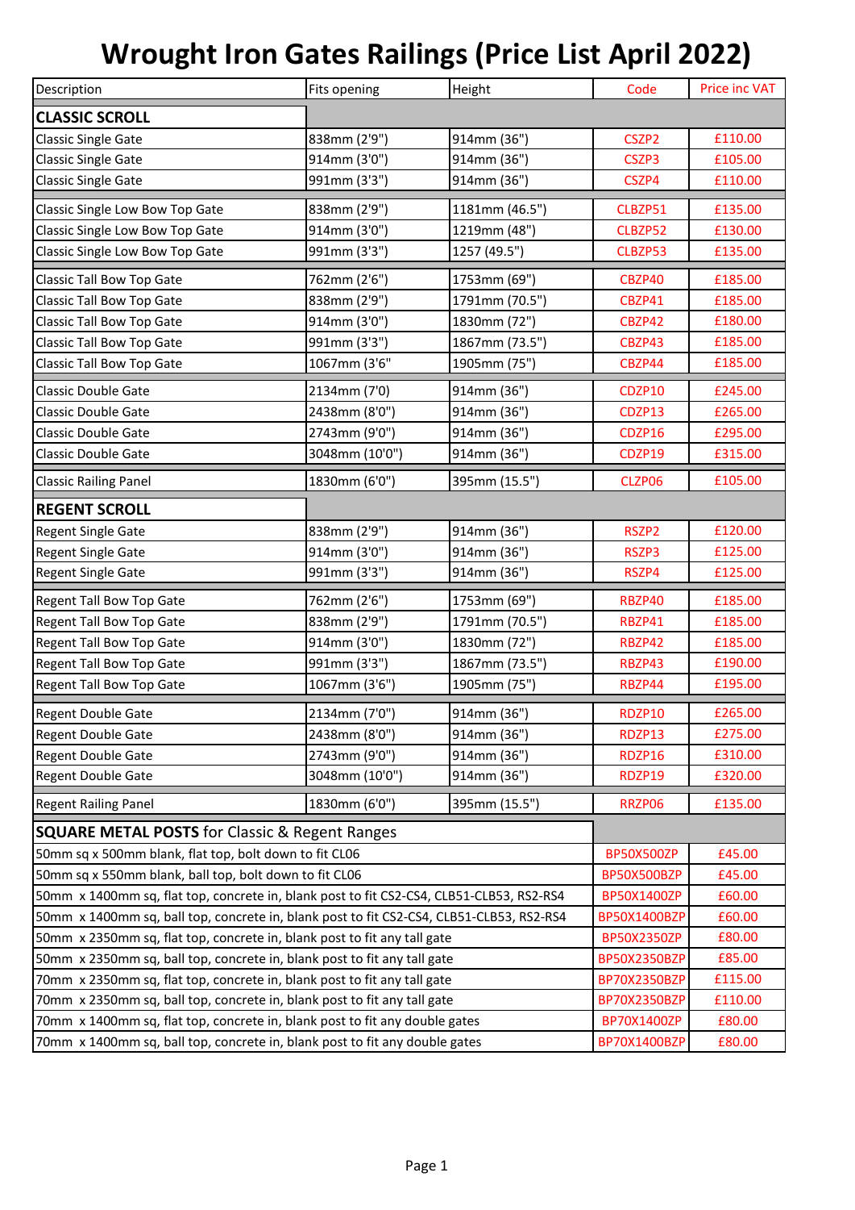# Wrought Iron Gates Railings (Price List April 2022)

| Description | Fits opening | Height | Code | Price inc VAT |
|---|---|---|---|---|
| **CLASSIC SCROLL** | | | | |
| Classic Single Gate | 838mm (2'9") | 914mm (36") | CSZP2 | £110.00 |
| Classic Single Gate | 914mm (3'0") | 914mm (36") | CSZP3 | £105.00 |
| Classic Single Gate | 991mm (3'3") | 914mm (36") | CSZP4 | £110.00 |
| Classic Single Low Bow Top Gate | 838mm (2'9") | 1181mm (46.5") | CLBZP51 | £135.00 |
| Classic Single Low Bow Top Gate | 914mm (3'0") | 1219mm (48") | CLBZP52 | £130.00 |
| Classic Single Low Bow Top Gate | 991mm (3'3") | 1257 (49.5") | CLBZP53 | £135.00 |
| Classic Tall Bow Top Gate | 762mm (2'6") | 1753mm (69") | CBZP40 | £185.00 |
| Classic Tall Bow Top Gate | 838mm (2'9") | 1791mm (70.5") | CBZP41 | £185.00 |
| Classic Tall Bow Top Gate | 914mm (3'0") | 1830mm (72") | CBZP42 | £180.00 |
| Classic Tall Bow Top Gate | 991mm (3'3") | 1867mm (73.5") | CBZP43 | £185.00 |
| Classic Tall Bow Top Gate | 1067mm (3'6" | 1905mm (75") | CBZP44 | £185.00 |
| Classic Double Gate | 2134mm (7'0) | 914mm (36") | CDZP10 | £245.00 |
| Classic Double Gate | 2438mm (8'0") | 914mm (36") | CDZP13 | £265.00 |
| Classic Double Gate | 2743mm (9'0") | 914mm (36") | CDZP16 | £295.00 |
| Classic Double Gate | 3048mm (10'0") | 914mm (36") | CDZP19 | £315.00 |
| Classic Railing Panel | 1830mm (6'0") | 395mm (15.5") | CLZP06 | £105.00 |
| **REGENT SCROLL** | | | | |
| Regent Single Gate | 838mm (2'9") | 914mm (36") | RSZP2 | £120.00 |
| Regent Single Gate | 914mm (3'0") | 914mm (36") | RSZP3 | £125.00 |
| Regent Single Gate | 991mm (3'3") | 914mm (36") | RSZP4 | £125.00 |
| Regent Tall Bow Top Gate | 762mm (2'6") | 1753mm (69") | RBZP40 | £185.00 |
| Regent Tall Bow Top Gate | 838mm (2'9") | 1791mm (70.5") | RBZP41 | £185.00 |
| Regent Tall Bow Top Gate | 914mm (3'0") | 1830mm (72") | RBZP42 | £185.00 |
| Regent Tall Bow Top Gate | 991mm (3'3") | 1867mm (73.5") | RBZP43 | £190.00 |
| Regent Tall Bow Top Gate | 1067mm (3'6") | 1905mm (75") | RBZP44 | £195.00 |
| Regent Double Gate | 2134mm (7'0") | 914mm (36") | RDZP10 | £265.00 |
| Regent Double Gate | 2438mm (8'0") | 914mm (36") | RDZP13 | £275.00 |
| Regent Double Gate | 2743mm (9'0") | 914mm (36") | RDZP16 | £310.00 |
| Regent Double Gate | 3048mm (10'0") | 914mm (36") | RDZP19 | £320.00 |
| Regent Railing Panel | 1830mm (6'0") | 395mm (15.5") | RRZP06 | £135.00 |
| **SQUARE METAL POSTS** for Classic & Regent Ranges | | | | |
| 50mm sq x 500mm blank, flat top, bolt down to fit CL06 | | | BP50X500ZP | £45.00 |
| 50mm sq x 550mm blank, ball top, bolt down to fit CL06 | | | BP50X500BZP | £45.00 |
| 50mm x 1400mm sq, flat top, concrete in, blank post to fit CS2-CS4, CLB51-CLB53, RS2-RS4 | | | BP50X1400ZP | £60.00 |
| 50mm x 1400mm sq, ball top, concrete in, blank post to fit CS2-CS4, CLB51-CLB53, RS2-RS4 | | | BP50X1400BZP | £60.00 |
| 50mm x 2350mm sq, flat top, concrete in, blank post to fit any tall gate | | | BP50X2350ZP | £80.00 |
| 50mm x 2350mm sq, ball top, concrete in, blank post to fit any tall gate | | | BP50X2350BZP | £85.00 |
| 70mm x 2350mm sq, flat top, concrete in, blank post to fit any tall gate | | | BP70X2350BZP | £115.00 |
| 70mm x 2350mm sq, ball top, concrete in, blank post to fit any tall gate | | | BP70X2350BZP | £110.00 |
| 70mm x 1400mm sq, flat top, concrete in, blank post to fit any double gates | | | BP70X1400ZP | £80.00 |
| 70mm x 1400mm sq, ball top, concrete in, blank post to fit any double gates | | | BP70X1400BZP | £80.00 |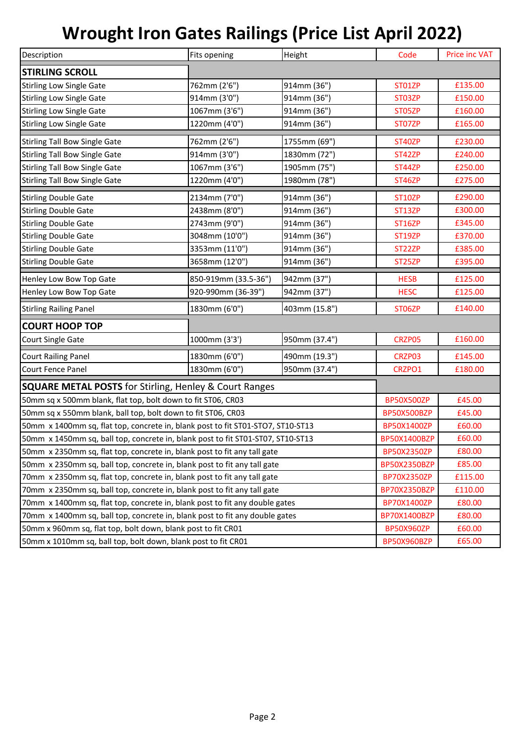# Wrought Iron Gates Railings (Price List April 2022)

| Description | Fits opening | Height | Code | Price inc VAT |
|---|---|---|---|---|
| **STIRLING SCROLL** | | | | |
| Stirling Low Single Gate | 762mm (2'6") | 914mm (36") | ST01ZP | £135.00 |
| Stirling Low Single Gate | 914mm (3'0") | 914mm (36") | ST03ZP | £150.00 |
| Stirling Low Single Gate | 1067mm (3'6") | 914mm (36") | ST05ZP | £160.00 |
| Stirling Low Single Gate | 1220mm (4'0") | 914mm (36") | ST07ZP | £165.00 |
| Stirling Tall Bow Single Gate | 762mm (2'6") | 1755mm (69") | ST40ZP | £230.00 |
| Stirling Tall Bow Single Gate | 914mm (3'0") | 1830mm (72") | ST42ZP | £240.00 |
| Stirling Tall Bow Single Gate | 1067mm (3'6") | 1905mm (75") | ST44ZP | £250.00 |
| Stirling Tall Bow Single Gate | 1220mm (4'0") | 1980mm (78") | ST46ZP | £275.00 |
| Stirling Double Gate | 2134mm (7'0") | 914mm (36") | ST10ZP | £290.00 |
| Stirling Double Gate | 2438mm (8'0") | 914mm (36") | ST13ZP | £300.00 |
| Stirling Double Gate | 2743mm (9'0") | 914mm (36") | ST16ZP | £345.00 |
| Stirling Double Gate | 3048mm (10'0") | 914mm (36") | ST19ZP | £370.00 |
| Stirling Double Gate | 3353mm (11'0") | 914mm (36") | ST22ZP | £385.00 |
| Stirling Double Gate | 3658mm (12'0") | 914mm (36") | ST25ZP | £395.00 |
| Henley Low Bow Top Gate | 850-919mm (33.5-36") | 942mm (37") | HESB | £125.00 |
| Henley Low Bow Top Gate | 920-990mm (36-39") | 942mm (37") | HESC | £125.00 |
| Stirling Railing Panel | 1830mm (6'0") | 403mm (15.8") | ST06ZP | £140.00 |
| **COURT HOOP TOP** | | | | |
| Court Single Gate | 1000mm (3'3') | 950mm (37.4") | CRZP05 | £160.00 |
| Court Railing Panel | 1830mm (6'0") | 490mm (19.3") | CRZP03 | £145.00 |
| Court Fence Panel | 1830mm (6'0") | 950mm (37.4") | CRZPO1 | £180.00 |

| **SQUARE METAL POSTS** for Stirling, Henley & Court Ranges | Code | Price inc VAT |
|---|---|---|
| 50mm sq x 500mm blank, flat top, bolt down to fit ST06, CR03 | BP50X500ZP | £45.00 |
| 50mm sq x 550mm blank, ball top, bolt down to fit ST06, CR03 | BP50X500BZP | £45.00 |
| 50mm x 1400mm sq, flat top, concrete in, blank post to fit ST01-STO7, ST10-ST13 | BP50X1400ZP | £60.00 |
| 50mm x 1450mm sq, ball top, concrete in, blank post to fit ST01-STO7, ST10-ST13 | BP50X1400BZP | £60.00 |
| 50mm x 2350mm sq, flat top, concrete in, blank post to fit any tall gate | BP50X2350ZP | £80.00 |
| 50mm x 2350mm sq, ball top, concrete in, blank post to fit any tall gate | BP50X2350BZP | £85.00 |
| 70mm x 2350mm sq, flat top, concrete in, blank post to fit any tall gate | BP70X2350ZP | £115.00 |
| 70mm x 2350mm sq, ball top, concrete in, blank post to fit any tall gate | BP70X2350BZP | £110.00 |
| 70mm x 1400mm sq, flat top, concrete in, blank post to fit any double gates | BP70X1400ZP | £80.00 |
| 70mm x 1400mm sq, ball top, concrete in, blank post to fit any double gates | BP70X1400BZP | £80.00 |
| 50mm x 960mm sq, flat top, bolt down, blank post to fit CR01 | BP50X960ZP | £60.00 |
| 50mm x 1010mm sq, ball top, bolt down, blank post to fit CR01 | BP50X960BZP | £65.00 |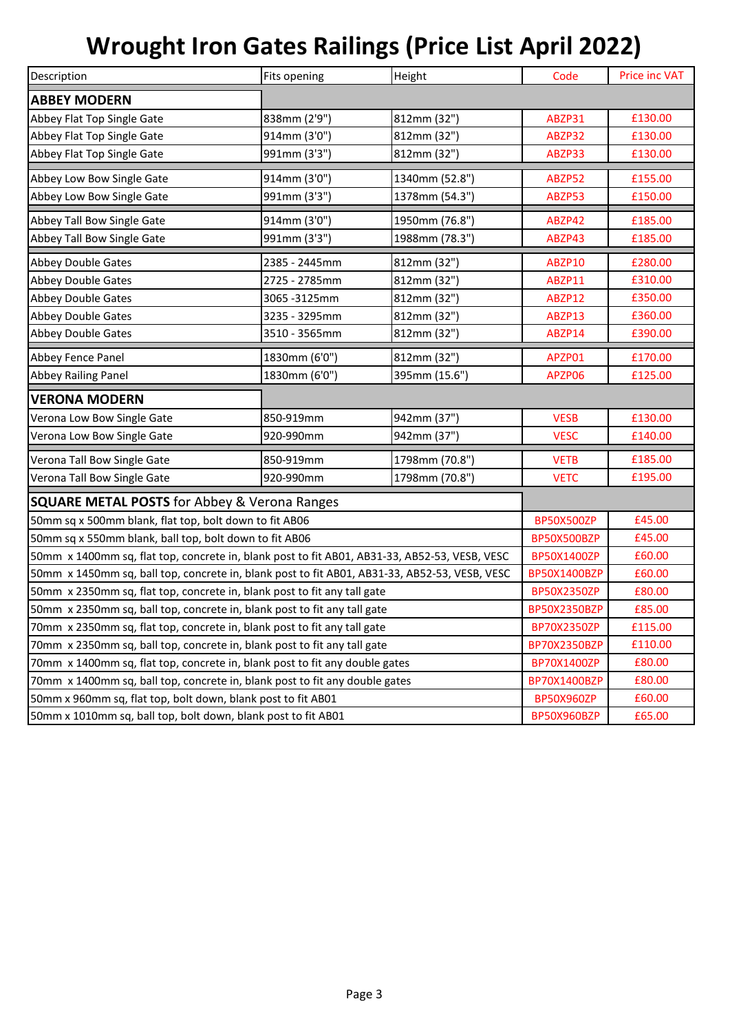# Wrought Iron Gates Railings (Price List April 2022)

| Description | Fits opening | Height | Code | Price inc VAT |
|---|---|---|---|---|
| **ABBEY MODERN** | | | | |
| Abbey Flat Top Single Gate | 838mm (2'9") | 812mm (32") | ABZP31 | £130.00 |
| Abbey Flat Top Single Gate | 914mm (3'0") | 812mm (32") | ABZP32 | £130.00 |
| Abbey Flat Top Single Gate | 991mm (3'3") | 812mm (32") | ABZP33 | £130.00 |
| Abbey Low Bow Single Gate | 914mm (3'0") | 1340mm (52.8") | ABZP52 | £155.00 |
| Abbey Low Bow Single Gate | 991mm (3'3") | 1378mm (54.3") | ABZP53 | £150.00 |
| Abbey Tall Bow Single Gate | 914mm (3'0") | 1950mm (76.8") | ABZP42 | £185.00 |
| Abbey Tall Bow Single Gate | 991mm (3'3") | 1988mm (78.3") | ABZP43 | £185.00 |
| Abbey Double Gates | 2385 - 2445mm | 812mm (32") | ABZP10 | £280.00 |
| Abbey Double Gates | 2725 - 2785mm | 812mm (32") | ABZP11 | £310.00 |
| Abbey Double Gates | 3065 -3125mm | 812mm (32") | ABZP12 | £350.00 |
| Abbey Double Gates | 3235 - 3295mm | 812mm (32") | ABZP13 | £360.00 |
| Abbey Double Gates | 3510 - 3565mm | 812mm (32") | ABZP14 | £390.00 |
| Abbey Fence Panel | 1830mm (6'0") | 812mm (32") | APZP01 | £170.00 |
| Abbey Railing Panel | 1830mm (6'0") | 395mm (15.6") | APZP06 | £125.00 |
| **VERONA MODERN** | | | | |
| Verona Low Bow Single Gate | 850-919mm | 942mm (37") | VESB | £130.00 |
| Verona Low Bow Single Gate | 920-990mm | 942mm (37") | VESC | £140.00 |
| Verona Tall Bow Single Gate | 850-919mm | 1798mm (70.8") | VETB | £185.00 |
| Verona Tall Bow Single Gate | 920-990mm | 1798mm (70.8") | VETC | £195.00 |
| **SQUARE METAL POSTS** for Abbey & Verona Ranges | | | | |
| 50mm sq x 500mm blank, flat top, bolt down to fit AB06 | | | BP50X500ZP | £45.00 |
| 50mm sq x 550mm blank, ball top, bolt down to fit AB06 | | | BP50X500BZP | £45.00 |
| 50mm x 1400mm sq, flat top, concrete in, blank post to fit AB01, AB31-33, AB52-53, VESB, VESC | | | BP50X1400ZP | £60.00 |
| 50mm x 1450mm sq, ball top, concrete in, blank post to fit AB01, AB31-33, AB52-53, VESB, VESC | | | BP50X1400BZP | £60.00 |
| 50mm x 2350mm sq, flat top, concrete in, blank post to fit any tall gate | | | BP50X2350ZP | £80.00 |
| 50mm x 2350mm sq, ball top, concrete in, blank post to fit any tall gate | | | BP50X2350BZP | £85.00 |
| 70mm x 2350mm sq, flat top, concrete in, blank post to fit any tall gate | | | BP70X2350ZP | £115.00 |
| 70mm x 2350mm sq, ball top, concrete in, blank post to fit any tall gate | | | BP70X2350BZP | £110.00 |
| 70mm x 1400mm sq, flat top, concrete in, blank post to fit any double gates | | | BP70X1400ZP | £80.00 |
| 70mm x 1400mm sq, ball top, concrete in, blank post to fit any double gates | | | BP70X1400BZP | £80.00 |
| 50mm x 960mm sq, flat top, bolt down, blank post to fit AB01 | | | BP50X960ZP | £60.00 |
| 50mm x 1010mm sq, ball top, bolt down, blank post to fit AB01 | | | BP50X960BZP | £65.00 |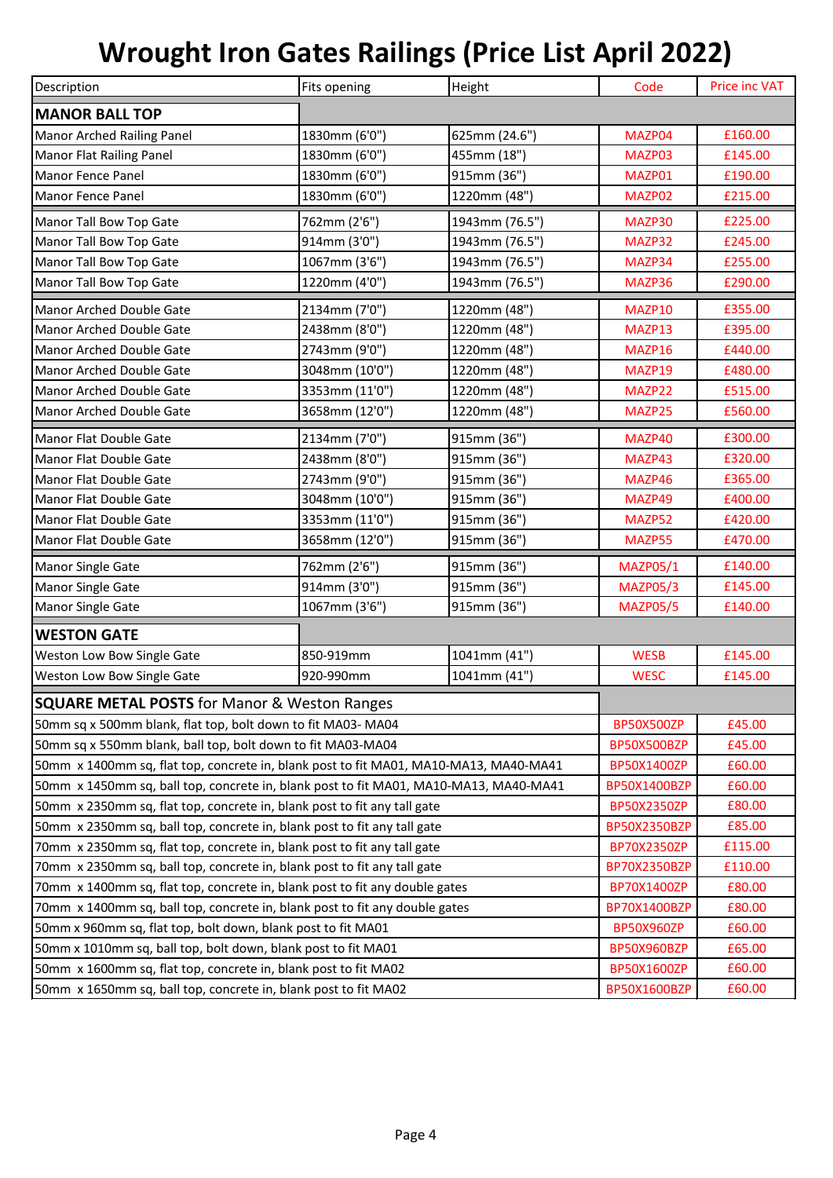# Wrought Iron Gates Railings (Price List April 2022)

| Description | Fits opening | Height | Code | Price inc VAT |
|---|---|---|---|---|
| **MANOR BALL TOP** | | | | |
| Manor Arched Railing Panel | 1830mm (6'0") | 625mm (24.6") | MAZP04 | £160.00 |
| Manor Flat Railing Panel | 1830mm (6'0") | 455mm (18") | MAZP03 | £145.00 |
| Manor Fence Panel | 1830mm (6'0") | 915mm (36") | MAZP01 | £190.00 |
| Manor Fence Panel | 1830mm (6'0") | 1220mm (48") | MAZP02 | £215.00 |
| Manor Tall Bow Top Gate | 762mm (2'6") | 1943mm (76.5") | MAZP30 | £225.00 |
| Manor Tall Bow Top Gate | 914mm (3'0") | 1943mm (76.5") | MAZP32 | £245.00 |
| Manor Tall Bow Top Gate | 1067mm (3'6") | 1943mm (76.5") | MAZP34 | £255.00 |
| Manor Tall Bow Top Gate | 1220mm (4'0") | 1943mm (76.5") | MAZP36 | £290.00 |
| Manor Arched Double Gate | 2134mm (7'0") | 1220mm (48") | MAZP10 | £355.00 |
| Manor Arched Double Gate | 2438mm (8'0") | 1220mm (48") | MAZP13 | £395.00 |
| Manor Arched Double Gate | 2743mm (9'0") | 1220mm (48") | MAZP16 | £440.00 |
| Manor Arched Double Gate | 3048mm (10'0") | 1220mm (48") | MAZP19 | £480.00 |
| Manor Arched Double Gate | 3353mm (11'0") | 1220mm (48") | MAZP22 | £515.00 |
| Manor Arched Double Gate | 3658mm (12'0") | 1220mm (48") | MAZP25 | £560.00 |
| Manor Flat Double Gate | 2134mm (7'0") | 915mm (36") | MAZP40 | £300.00 |
| Manor Flat Double Gate | 2438mm (8'0") | 915mm (36") | MAZP43 | £320.00 |
| Manor Flat Double Gate | 2743mm (9'0") | 915mm (36") | MAZP46 | £365.00 |
| Manor Flat Double Gate | 3048mm (10'0") | 915mm (36") | MAZP49 | £400.00 |
| Manor Flat Double Gate | 3353mm (11'0") | 915mm (36") | MAZP52 | £420.00 |
| Manor Flat Double Gate | 3658mm (12'0") | 915mm (36") | MAZP55 | £470.00 |
| Manor Single Gate | 762mm (2'6") | 915mm (36") | MAZP05/1 | £140.00 |
| Manor Single Gate | 914mm (3'0") | 915mm (36") | MAZP05/3 | £145.00 |
| Manor Single Gate | 1067mm (3'6") | 915mm (36") | MAZP05/5 | £140.00 |
| **WESTON GATE** | | | | |
| Weston Low Bow Single Gate | 850-919mm | 1041mm (41") | WESB | £145.00 |
| Weston Low Bow Single Gate | 920-990mm | 1041mm (41") | WESC | £145.00 |
| **SQUARE METAL POSTS** for Manor & Weston Ranges | | | | |
| 50mm sq x 500mm blank, flat top, bolt down to fit MA03- MA04 | | | BP50X500ZP | £45.00 |
| 50mm sq x 550mm blank, ball top, bolt down to fit MA03-MA04 | | | BP50X500BZP | £45.00 |
| 50mm x 1400mm sq, flat top, concrete in, blank post to fit MA01, MA10-MA13, MA40-MA41 | | | BP50X1400ZP | £60.00 |
| 50mm x 1450mm sq, ball top, concrete in, blank post to fit MA01, MA10-MA13, MA40-MA41 | | | BP50X1400BZP | £60.00 |
| 50mm x 2350mm sq, flat top, concrete in, blank post to fit any tall gate | | | BP50X2350ZP | £80.00 |
| 50mm x 2350mm sq, ball top, concrete in, blank post to fit any tall gate | | | BP50X2350BZP | £85.00 |
| 70mm x 2350mm sq, flat top, concrete in, blank post to fit any tall gate | | | BP70X2350ZP | £115.00 |
| 70mm x 2350mm sq, ball top, concrete in, blank post to fit any tall gate | | | BP70X2350BZP | £110.00 |
| 70mm x 1400mm sq, flat top, concrete in, blank post to fit any double gates | | | BP70X1400ZP | £80.00 |
| 70mm x 1400mm sq, ball top, concrete in, blank post to fit any double gates | | | BP70X1400BZP | £80.00 |
| 50mm x 960mm sq, flat top, bolt down, blank post to fit MA01 | | | BP50X960ZP | £60.00 |
| 50mm x 1010mm sq, ball top, bolt down, blank post to fit MA01 | | | BP50X960BZP | £65.00 |
| 50mm x 1600mm sq, flat top, concrete in, blank post to fit MA02 | | | BP50X1600ZP | £60.00 |
| 50mm x 1650mm sq, ball top, concrete in, blank post to fit MA02 | | | BP50X1600BZP | £60.00 |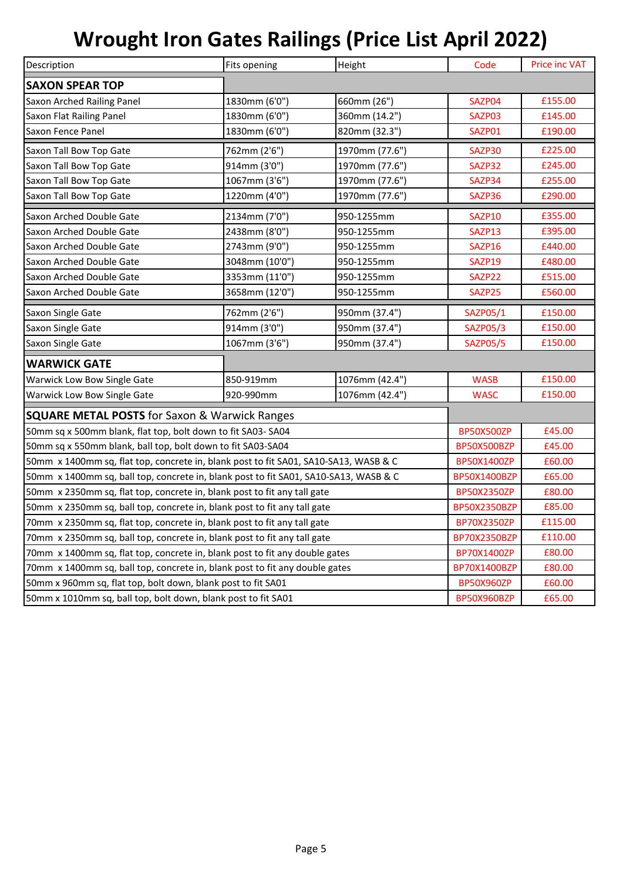# Wrought Iron Gates Railings (Price List April 2022)

| Description | Fits opening | Height | Code | Price inc VAT |
|---|---|---|---|---|
| **SAXON SPEAR TOP** | | | | |
| Saxon Arched Railing Panel | 1830mm (6'0") | 660mm (26") | SAZP04 | £155.00 |
| Saxon Flat Railing Panel | 1830mm (6'0") | 360mm (14.2") | SAZP03 | £145.00 |
| Saxon Fence Panel | 1830mm (6'0") | 820mm (32.3") | SAZP01 | £190.00 |
| Saxon Tall Bow Top Gate | 762mm (2'6") | 1970mm (77.6") | SAZP30 | £225.00 |
| Saxon Tall Bow Top Gate | 914mm (3'0") | 1970mm (77.6") | SAZP32 | £245.00 |
| Saxon Tall Bow Top Gate | 1067mm (3'6") | 1970mm (77.6") | SAZP34 | £255.00 |
| Saxon Tall Bow Top Gate | 1220mm (4'0") | 1970mm (77.6") | SAZP36 | £290.00 |
| Saxon Arched Double Gate | 2134mm (7'0") | 950-1255mm | SAZP10 | £355.00 |
| Saxon Arched Double Gate | 2438mm (8'0") | 950-1255mm | SAZP13 | £395.00 |
| Saxon Arched Double Gate | 2743mm (9'0") | 950-1255mm | SAZP16 | £440.00 |
| Saxon Arched Double Gate | 3048mm (10'0") | 950-1255mm | SAZP19 | £480.00 |
| Saxon Arched Double Gate | 3353mm (11'0") | 950-1255mm | SAZP22 | £515.00 |
| Saxon Arched Double Gate | 3658mm (12'0") | 950-1255mm | SAZP25 | £560.00 |
| Saxon Single Gate | 762mm (2'6") | 950mm (37.4") | SAZP05/1 | £150.00 |
| Saxon Single Gate | 914mm (3'0") | 950mm (37.4") | SAZP05/3 | £150.00 |
| Saxon Single Gate | 1067mm (3'6") | 950mm (37.4") | SAZP05/5 | £150.00 |
| **WARWICK GATE** | | | | |
| Warwick Low Bow Single Gate | 850-919mm | 1076mm (42.4") | WASB | £150.00 |
| Warwick Low Bow Single Gate | 920-990mm | 1076mm (42.4") | WASC | £150.00 |
| **SQUARE METAL POSTS** for Saxon & Warwick Ranges | | | | |
| 50mm sq x 500mm blank, flat top, bolt down to fit SA03- SA04 | | | BP50X500ZP | £45.00 |
| 50mm sq x 550mm blank, ball top, bolt down to fit SA03-SA04 | | | BP50X500BZP | £45.00 |
| 50mm x 1400mm sq, flat top, concrete in, blank post to fit SA01, SA10-SA13, WASB & C | | | BP50X1400ZP | £60.00 |
| 50mm x 1400mm sq, ball top, concrete in, blank post to fit SA01, SA10-SA13, WASB & C | | | BP50X1400BZP | £65.00 |
| 50mm x 2350mm sq, flat top, concrete in, blank post to fit any tall gate | | | BP50X2350ZP | £80.00 |
| 50mm x 2350mm sq, ball top, concrete in, blank post to fit any tall gate | | | BP50X2350BZP | £85.00 |
| 70mm x 2350mm sq, flat top, concrete in, blank post to fit any tall gate | | | BP70X2350ZP | £115.00 |
| 70mm x 2350mm sq, ball top, concrete in, blank post to fit any tall gate | | | BP70X2350BZP | £110.00 |
| 70mm x 1400mm sq, flat top, concrete in, blank post to fit any double gates | | | BP70X1400ZP | £80.00 |
| 70mm x 1400mm sq, ball top, concrete in, blank post to fit any double gates | | | BP70X1400BZP | £80.00 |
| 50mm x 960mm sq, flat top, bolt down, blank post to fit SA01 | | | BP50X960ZP | £60.00 |
| 50mm x 1010mm sq, ball top, bolt down, blank post to fit SA01 | | | BP50X960BZP | £65.00 |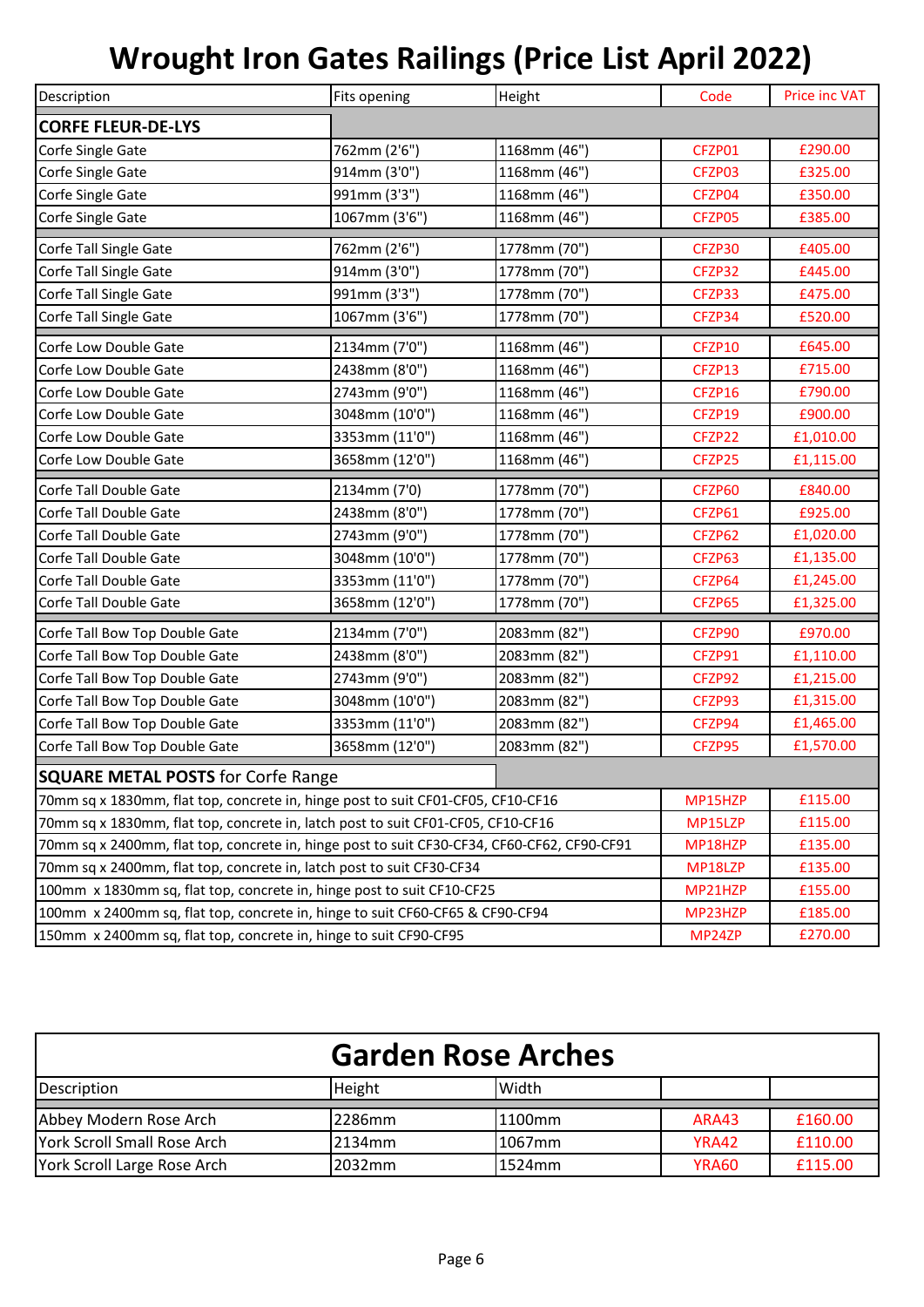# Wrought Iron Gates Railings (Price List April 2022)

| Description | Fits opening | Height | Code | Price inc VAT |
|---|---|---|---|---|
| **CORFE FLEUR-DE-LYS** | | | | |
| Corfe Single Gate | 762mm (2'6") | 1168mm (46") | CFZP01 | £290.00 |
| Corfe Single Gate | 914mm (3'0") | 1168mm (46") | CFZP03 | £325.00 |
| Corfe Single Gate | 991mm (3'3") | 1168mm (46") | CFZP04 | £350.00 |
| Corfe Single Gate | 1067mm (3'6") | 1168mm (46") | CFZP05 | £385.00 |
| Corfe Tall Single Gate | 762mm (2'6") | 1778mm (70") | CFZP30 | £405.00 |
| Corfe Tall Single Gate | 914mm (3'0") | 1778mm (70") | CFZP32 | £445.00 |
| Corfe Tall Single Gate | 991mm (3'3") | 1778mm (70") | CFZP33 | £475.00 |
| Corfe Tall Single Gate | 1067mm (3'6") | 1778mm (70") | CFZP34 | £520.00 |
| Corfe Low Double Gate | 2134mm (7'0") | 1168mm (46") | CFZP10 | £645.00 |
| Corfe Low Double Gate | 2438mm (8'0") | 1168mm (46") | CFZP13 | £715.00 |
| Corfe Low Double Gate | 2743mm (9'0") | 1168mm (46") | CFZP16 | £790.00 |
| Corfe Low Double Gate | 3048mm (10'0") | 1168mm (46") | CFZP19 | £900.00 |
| Corfe Low Double Gate | 3353mm (11'0") | 1168mm (46") | CFZP22 | £1,010.00 |
| Corfe Low Double Gate | 3658mm (12'0") | 1168mm (46") | CFZP25 | £1,115.00 |
| Corfe Tall Double Gate | 2134mm (7'0) | 1778mm (70") | CFZP60 | £840.00 |
| Corfe Tall Double Gate | 2438mm (8'0") | 1778mm (70") | CFZP61 | £925.00 |
| Corfe Tall Double Gate | 2743mm (9'0") | 1778mm (70") | CFZP62 | £1,020.00 |
| Corfe Tall Double Gate | 3048mm (10'0") | 1778mm (70") | CFZP63 | £1,135.00 |
| Corfe Tall Double Gate | 3353mm (11'0") | 1778mm (70") | CFZP64 | £1,245.00 |
| Corfe Tall Double Gate | 3658mm (12'0") | 1778mm (70") | CFZP65 | £1,325.00 |
| Corfe Tall Bow Top Double Gate | 2134mm (7'0") | 2083mm (82") | CFZP90 | £970.00 |
| Corfe Tall Bow Top Double Gate | 2438mm (8'0") | 2083mm (82") | CFZP91 | £1,110.00 |
| Corfe Tall Bow Top Double Gate | 2743mm (9'0") | 2083mm (82") | CFZP92 | £1,215.00 |
| Corfe Tall Bow Top Double Gate | 3048mm (10'0") | 2083mm (82") | CFZP93 | £1,315.00 |
| Corfe Tall Bow Top Double Gate | 3353mm (11'0") | 2083mm (82") | CFZP94 | £1,465.00 |
| Corfe Tall Bow Top Double Gate | 3658mm (12'0") | 2083mm (82") | CFZP95 | £1,570.00 |
| **SQUARE METAL POSTS** for Corfe Range | | | | |
| 70mm sq x 1830mm, flat top, concrete in, hinge post to suit CF01-CF05, CF10-CF16 | | | MP15HZP | £115.00 |
| 70mm sq x 1830mm, flat top, concrete in, latch post to suit CF01-CF05, CF10-CF16 | | | MP15LZP | £115.00 |
| 70mm sq x 2400mm, flat top, concrete in, hinge post to suit CF30-CF34, CF60-CF62, CF90-CF91 | | | MP18HZP | £135.00 |
| 70mm sq x 2400mm, flat top, concrete in, latch post to suit CF30-CF34 | | | MP18LZP | £135.00 |
| 100mm x 1830mm sq, flat top, concrete in, hinge post to suit CF10-CF25 | | | MP21HZP | £155.00 |
| 100mm x 2400mm sq, flat top, concrete in, hinge to suit CF60-CF65 & CF90-CF94 | | | MP23HZP | £185.00 |
| 150mm x 2400mm sq, flat top, concrete in, hinge to suit CF90-CF95 | | | MP24ZP | £270.00 |

## Garden Rose Arches

| Description | Height | Width | | |
|---|---|---|---|---|
| Abbey Modern Rose Arch | 2286mm | 1100mm | ARA43 | £160.00 |
| York Scroll Small Rose Arch | 2134mm | 1067mm | YRA42 | £110.00 |
| York Scroll Large Rose Arch | 2032mm | 1524mm | YRA60 | £115.00 |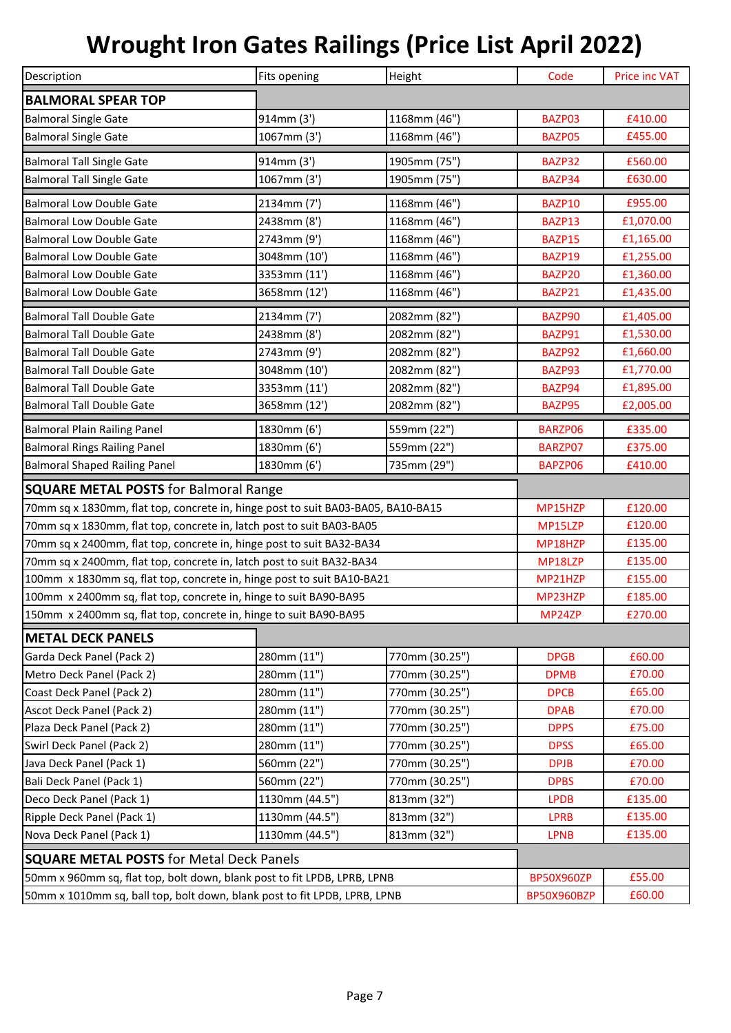# Wrought Iron Gates Railings (Price List April 2022)

| Description | Fits opening | Height | Code | Price inc VAT |
|---|---|---|---|---|
| **BALMORAL SPEAR TOP** | | | | |
| Balmoral Single Gate | 914mm (3') | 1168mm (46") | BAZP03 | £410.00 |
| Balmoral Single Gate | 1067mm (3') | 1168mm (46") | BAZP05 | £455.00 |
| Balmoral Tall Single Gate | 914mm (3') | 1905mm (75") | BAZP32 | £560.00 |
| Balmoral Tall Single Gate | 1067mm (3') | 1905mm (75") | BAZP34 | £630.00 |
| Balmoral Low Double Gate | 2134mm (7') | 1168mm (46") | BAZP10 | £955.00 |
| Balmoral Low Double Gate | 2438mm (8') | 1168mm (46") | BAZP13 | £1,070.00 |
| Balmoral Low Double Gate | 2743mm (9') | 1168mm (46") | BAZP15 | £1,165.00 |
| Balmoral Low Double Gate | 3048mm (10') | 1168mm (46") | BAZP19 | £1,255.00 |
| Balmoral Low Double Gate | 3353mm (11') | 1168mm (46") | BAZP20 | £1,360.00 |
| Balmoral Low Double Gate | 3658mm (12') | 1168mm (46") | BAZP21 | £1,435.00 |
| Balmoral Tall Double Gate | 2134mm (7') | 2082mm (82") | BAZP90 | £1,405.00 |
| Balmoral Tall Double Gate | 2438mm (8') | 2082mm (82") | BAZP91 | £1,530.00 |
| Balmoral Tall Double Gate | 2743mm (9') | 2082mm (82") | BAZP92 | £1,660.00 |
| Balmoral Tall Double Gate | 3048mm (10') | 2082mm (82") | BAZP93 | £1,770.00 |
| Balmoral Tall Double Gate | 3353mm (11') | 2082mm (82") | BAZP94 | £1,895.00 |
| Balmoral Tall Double Gate | 3658mm (12') | 2082mm (82") | BAZP95 | £2,005.00 |
| Balmoral Plain Railing Panel | 1830mm (6') | 559mm (22") | BARZP06 | £335.00 |
| Balmoral Rings Railing Panel | 1830mm (6') | 559mm (22") | BARZP07 | £375.00 |
| Balmoral Shaped Railing Panel | 1830mm (6') | 735mm (29") | BAPZP06 | £410.00 |
| **SQUARE METAL POSTS** for Balmoral Range | | | | |
| 70mm sq x 1830mm, flat top, concrete in, hinge post to suit BA03-BA05, BA10-BA15 | | | MP15HZP | £120.00 |
| 70mm sq x 1830mm, flat top, concrete in, latch post to suit BA03-BA05 | | | MP15LZP | £120.00 |
| 70mm sq x 2400mm, flat top, concrete in, hinge post to suit BA32-BA34 | | | MP18HZP | £135.00 |
| 70mm sq x 2400mm, flat top, concrete in, latch post to suit BA32-BA34 | | | MP18LZP | £135.00 |
| 100mm x 1830mm sq, flat top, concrete in, hinge post to suit BA10-BA21 | | | MP21HZP | £155.00 |
| 100mm x 2400mm sq, flat top, concrete in, hinge to suit BA90-BA95 | | | MP23HZP | £185.00 |
| 150mm x 2400mm sq, flat top, concrete in, hinge to suit BA90-BA95 | | | MP24ZP | £270.00 |
| **METAL DECK PANELS** | | | | |
| Garda Deck Panel (Pack 2) | 280mm (11") | 770mm (30.25") | DPGB | £60.00 |
| Metro Deck Panel (Pack 2) | 280mm (11") | 770mm (30.25") | DPMB | £70.00 |
| Coast Deck Panel (Pack 2) | 280mm (11") | 770mm (30.25") | DPCB | £65.00 |
| Ascot Deck Panel (Pack 2) | 280mm (11") | 770mm (30.25") | DPAB | £70.00 |
| Plaza Deck Panel (Pack 2) | 280mm (11") | 770mm (30.25") | DPPS | £75.00 |
| Swirl Deck Panel (Pack 2) | 280mm (11") | 770mm (30.25") | DPSS | £65.00 |
| Java Deck Panel (Pack 1) | 560mm (22") | 770mm (30.25") | DPJB | £70.00 |
| Bali Deck Panel (Pack 1) | 560mm (22") | 770mm (30.25") | DPBS | £70.00 |
| Deco Deck Panel (Pack 1) | 1130mm (44.5") | 813mm (32") | LPDB | £135.00 |
| Ripple Deck Panel (Pack 1) | 1130mm (44.5") | 813mm (32") | LPRB | £135.00 |
| Nova Deck Panel (Pack 1) | 1130mm (44.5") | 813mm (32") | LPNB | £135.00 |
| **SQUARE METAL POSTS** for Metal Deck Panels | | | | |
| 50mm x 960mm sq, flat top, bolt down, blank post to fit LPDB, LPRB, LPNB | | | BP50X960ZP | £55.00 |
| 50mm x 1010mm sq, ball top, bolt down, blank post to fit LPDB, LPRB, LPNB | | | BP50X960BZP | £60.00 |